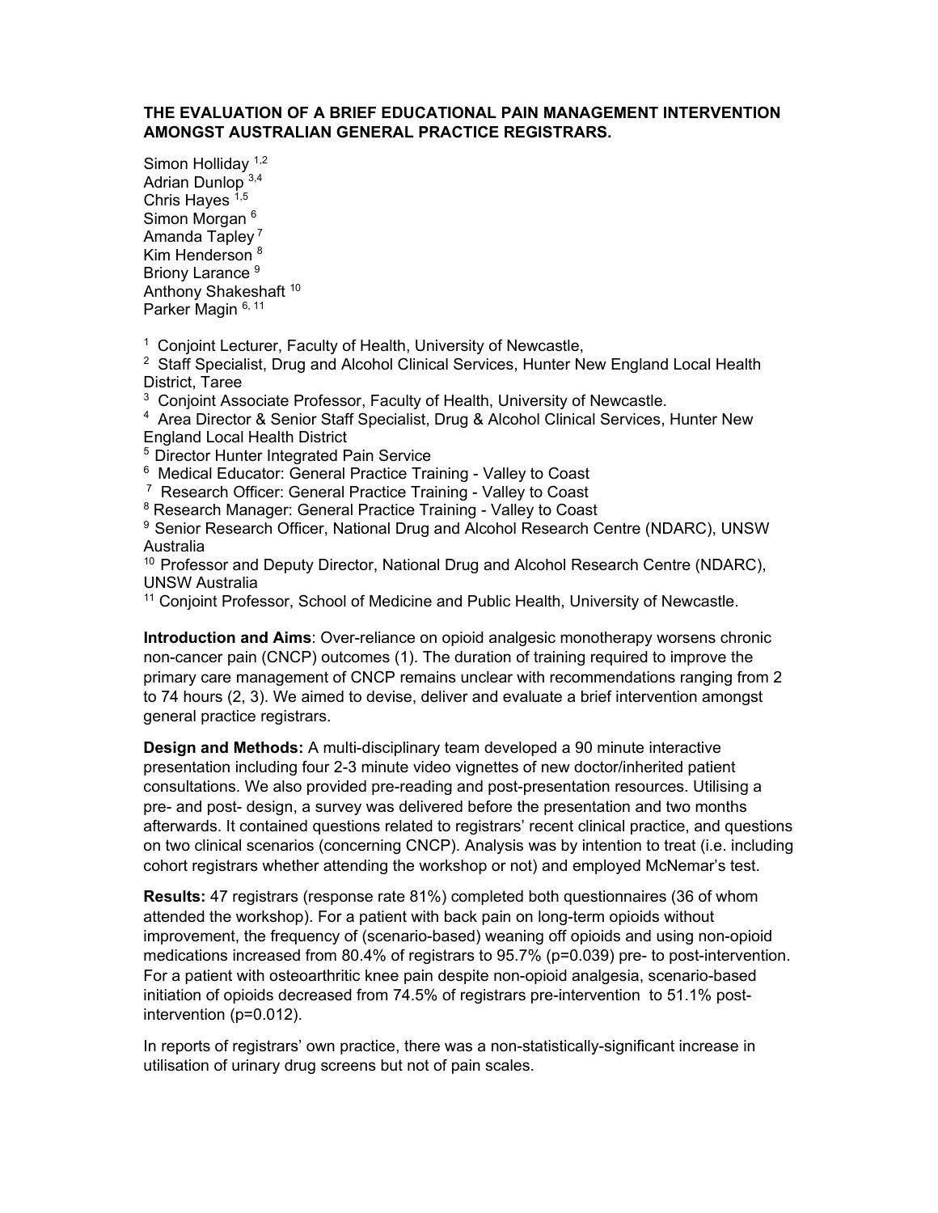# THE EVALUATION OF A BRIEF EDUCATIONAL PAIN MANAGEMENT INTERVENTION AMONGST AUSTRALIAN GENERAL PRACTICE REGISTRARS.

Simon Holliday [1,2]
Adrian Dunlop [3,4]
Chris Hayes [1,5]
Simon Morgan [6]
Amanda Tapley [7]
Kim Henderson [8]
Briony Larance [9]
Anthony Shakeshaft [10]
Parker Magin [6, 11]

[1] Conjoint Lecturer, Faculty of Health, University of Newcastle,
[2] Staff Specialist, Drug and Alcohol Clinical Services, Hunter New England Local Health District, Taree
[3] Conjoint Associate Professor, Faculty of Health, University of Newcastle.
[4] Area Director & Senior Staff Specialist, Drug & Alcohol Clinical Services, Hunter New England Local Health District
[5] Director Hunter Integrated Pain Service
[6] Medical Educator: General Practice Training - Valley to Coast
[7] Research Officer: General Practice Training - Valley to Coast
[8] Research Manager: General Practice Training - Valley to Coast
[9] Senior Research Officer, National Drug and Alcohol Research Centre (NDARC), UNSW Australia
[10] Professor and Deputy Director, National Drug and Alcohol Research Centre (NDARC), UNSW Australia
[11] Conjoint Professor, School of Medicine and Public Health, University of Newcastle.

**Introduction and Aims**: Over-reliance on opioid analgesic monotherapy worsens chronic non-cancer pain (CNCP) outcomes (1). The duration of training required to improve the primary care management of CNCP remains unclear with recommendations ranging from 2 to 74 hours (2, 3). We aimed to devise, deliver and evaluate a brief intervention amongst general practice registrars.

**Design and Methods:** A multi-disciplinary team developed a 90 minute interactive presentation including four 2-3 minute video vignettes of new doctor/inherited patient consultations. We also provided pre-reading and post-presentation resources. Utilising a pre- and post- design, a survey was delivered before the presentation and two months afterwards. It contained questions related to registrars' recent clinical practice, and questions on two clinical scenarios (concerning CNCP). Analysis was by intention to treat (i.e. including cohort registrars whether attending the workshop or not) and employed McNemar's test.

**Results:** 47 registrars (response rate 81%) completed both questionnaires (36 of whom attended the workshop). For a patient with back pain on long-term opioids without improvement, the frequency of (scenario-based) weaning off opioids and using non-opioid medications increased from 80.4% of registrars to 95.7% ($p=0.039$) pre- to post-intervention. For a patient with osteoarthritic knee pain despite non-opioid analgesia, scenario-based initiation of opioids decreased from 74.5% of registrars pre-intervention to 51.1% post-intervention ($p=0.012$).

In reports of registrars' own practice, there was a non-statistically-significant increase in utilisation of urinary drug screens but not of pain scales.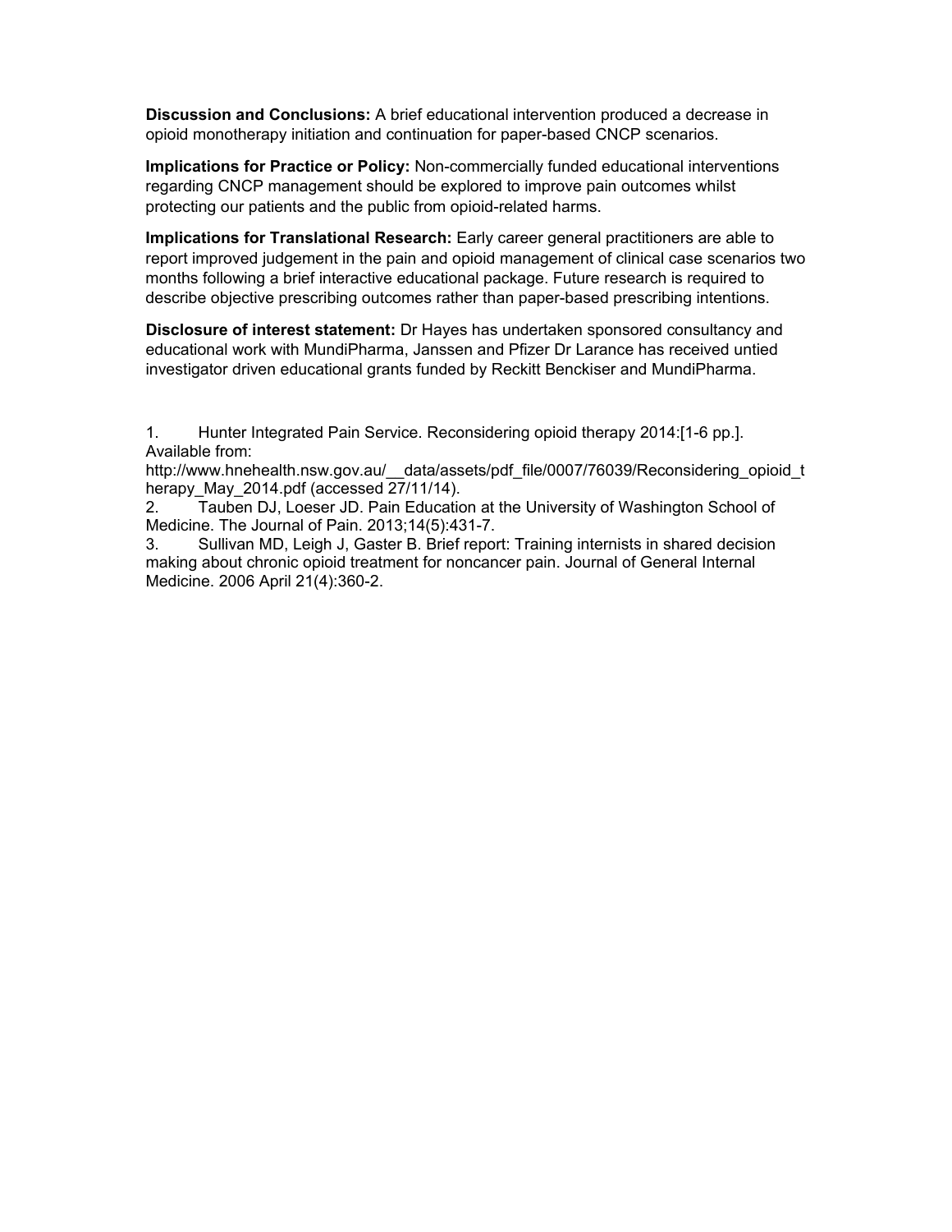**Discussion and Conclusions:** A brief educational intervention produced a decrease in opioid monotherapy initiation and continuation for paper-based CNCP scenarios.

**Implications for Practice or Policy:** Non-commercially funded educational interventions regarding CNCP management should be explored to improve pain outcomes whilst protecting our patients and the public from opioid-related harms.

**Implications for Translational Research:** Early career general practitioners are able to report improved judgement in the pain and opioid management of clinical case scenarios two months following a brief interactive educational package. Future research is required to describe objective prescribing outcomes rather than paper-based prescribing intentions.

**Disclosure of interest statement:** Dr Hayes has undertaken sponsored consultancy and educational work with MundiPharma, Janssen and Pfizer Dr Larance has received untied investigator driven educational grants funded by Reckitt Benckiser and MundiPharma.

1. Hunter Integrated Pain Service. Reconsidering opioid therapy 2014:[1-6 pp.]. Available from: http://www.hnehealth.nsw.gov.au/__data/assets/pdf_file/0007/76039/Reconsidering_opioid_therapy_May_2014.pdf (accessed 27/11/14).
2. Tauben DJ, Loeser JD. Pain Education at the University of Washington School of Medicine. The Journal of Pain. 2013;14(5):431-7.
3. Sullivan MD, Leigh J, Gaster B. Brief report: Training internists in shared decision making about chronic opioid treatment for noncancer pain. Journal of General Internal Medicine. 2006 April 21(4):360-2.